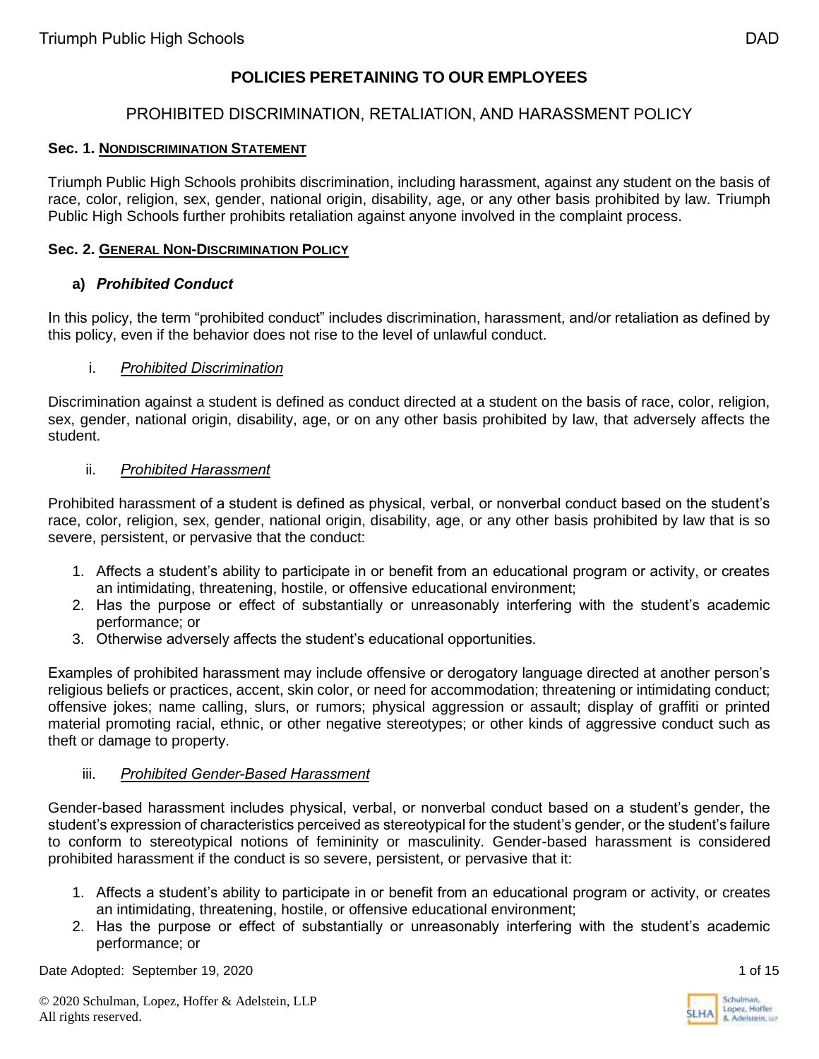# POLICIES PERETAINING TO OUR EMPLOYEES

## PROHIBITED DISCRIMINATION, RETALIATION, AND HARASSMENT POLICY

### Sec. 1. NONDISCRIMINATION STATEMENT

Triumph Public High Schools prohibits discrimination, including harassment, against any student on the basis of race, color, religion, sex, gender, national origin, disability, age, or any other basis prohibited by law. Triumph Public High Schools further prohibits retaliation against anyone involved in the complaint process.

### Sec. 2. GENERAL NON-DISCRIMINATION POLICY

#### a) *Prohibited Conduct*

In this policy, the term "prohibited conduct" includes discrimination, harassment, and/or retaliation as defined by this policy, even if the behavior does not rise to the level of unlawful conduct.

i. *Prohibited Discrimination*

Discrimination against a student is defined as conduct directed at a student on the basis of race, color, religion, sex, gender, national origin, disability, age, or on any other basis prohibited by law, that adversely affects the student.

ii. *Prohibited Harassment*

Prohibited harassment of a student is defined as physical, verbal, or nonverbal conduct based on the student's race, color, religion, sex, gender, national origin, disability, age, or any other basis prohibited by law that is so severe, persistent, or pervasive that the conduct:

1. Affects a student's ability to participate in or benefit from an educational program or activity, or creates an intimidating, threatening, hostile, or offensive educational environment;
2. Has the purpose or effect of substantially or unreasonably interfering with the student's academic performance; or
3. Otherwise adversely affects the student's educational opportunities.

Examples of prohibited harassment may include offensive or derogatory language directed at another person's religious beliefs or practices, accent, skin color, or need for accommodation; threatening or intimidating conduct; offensive jokes; name calling, slurs, or rumors; physical aggression or assault; display of graffiti or printed material promoting racial, ethnic, or other negative stereotypes; or other kinds of aggressive conduct such as theft or damage to property.

iii. *Prohibited Gender-Based Harassment*

Gender-based harassment includes physical, verbal, or nonverbal conduct based on a student's gender, the student's expression of characteristics perceived as stereotypical for the student's gender, or the student's failure to conform to stereotypical notions of femininity or masculinity. Gender-based harassment is considered prohibited harassment if the conduct is so severe, persistent, or pervasive that it:

1. Affects a student's ability to participate in or benefit from an educational program or activity, or creates an intimidating, threatening, hostile, or offensive educational environment;
2. Has the purpose or effect of substantially or unreasonably interfering with the student's academic performance; or

Date Adopted: September 19, 2020

© 2020 Schulman, Lopez, Hoffer & Adelstein, LLP
All rights reserved.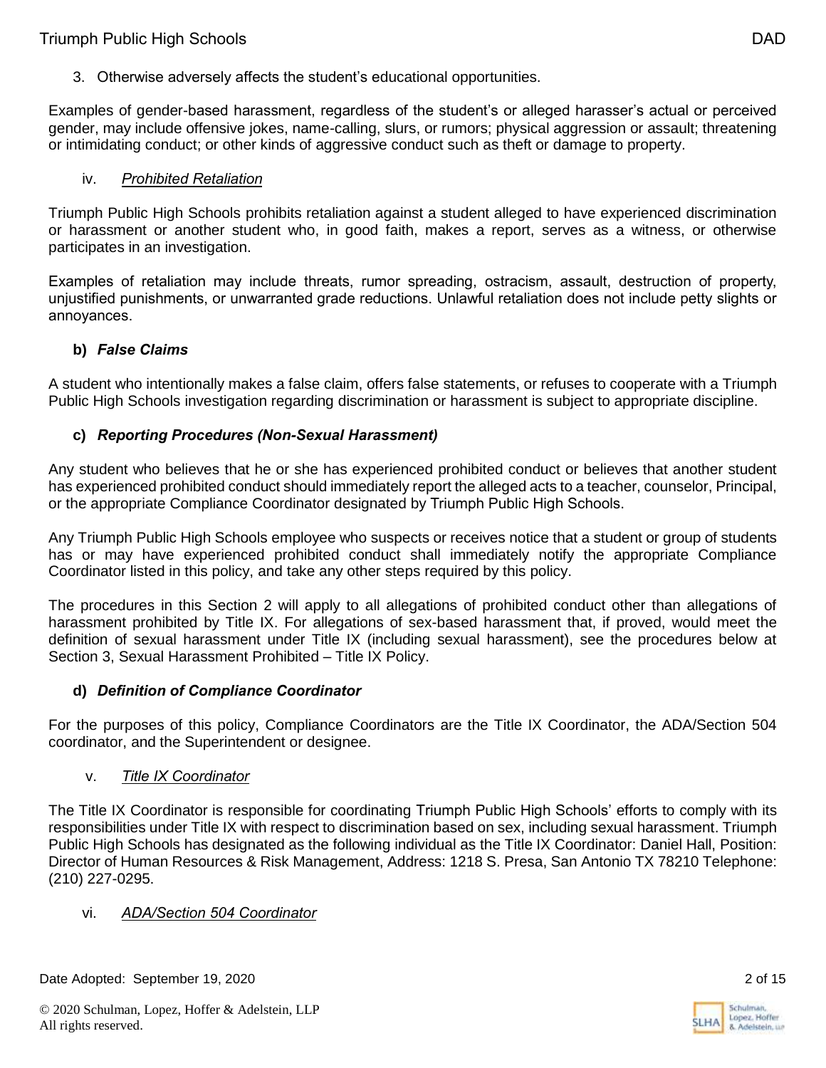3. Otherwise adversely affects the student's educational opportunities.

Examples of gender-based harassment, regardless of the student's or alleged harasser's actual or perceived gender, may include offensive jokes, name-calling, slurs, or rumors; physical aggression or assault; threatening or intimidating conduct; or other kinds of aggressive conduct such as theft or damage to property.

iv. *Prohibited Retaliation*

Triumph Public High Schools prohibits retaliation against a student alleged to have experienced discrimination or harassment or another student who, in good faith, makes a report, serves as a witness, or otherwise participates in an investigation.

Examples of retaliation may include threats, rumor spreading, ostracism, assault, destruction of property, unjustified punishments, or unwarranted grade reductions. Unlawful retaliation does not include petty slights or annoyances.

**b) *False Claims***

A student who intentionally makes a false claim, offers false statements, or refuses to cooperate with a Triumph Public High Schools investigation regarding discrimination or harassment is subject to appropriate discipline.

**c) *Reporting Procedures (Non-Sexual Harassment)***

Any student who believes that he or she has experienced prohibited conduct or believes that another student has experienced prohibited conduct should immediately report the alleged acts to a teacher, counselor, Principal, or the appropriate Compliance Coordinator designated by Triumph Public High Schools.

Any Triumph Public High Schools employee who suspects or receives notice that a student or group of students has or may have experienced prohibited conduct shall immediately notify the appropriate Compliance Coordinator listed in this policy, and take any other steps required by this policy.

The procedures in this Section 2 will apply to all allegations of prohibited conduct other than allegations of harassment prohibited by Title IX. For allegations of sex-based harassment that, if proved, would meet the definition of sexual harassment under Title IX (including sexual harassment), see the procedures below at Section 3, Sexual Harassment Prohibited – Title IX Policy.

**d) *Definition of Compliance Coordinator***

For the purposes of this policy, Compliance Coordinators are the Title IX Coordinator, the ADA/Section 504 coordinator, and the Superintendent or designee.

v. *Title IX Coordinator*

The Title IX Coordinator is responsible for coordinating Triumph Public High Schools' efforts to comply with its responsibilities under Title IX with respect to discrimination based on sex, including sexual harassment. Triumph Public High Schools has designated as the following individual as the Title IX Coordinator: Daniel Hall, Position: Director of Human Resources & Risk Management, Address: 1218 S. Presa, San Antonio TX 78210 Telephone: (210) 227-0295.

vi. *ADA/Section 504 Coordinator*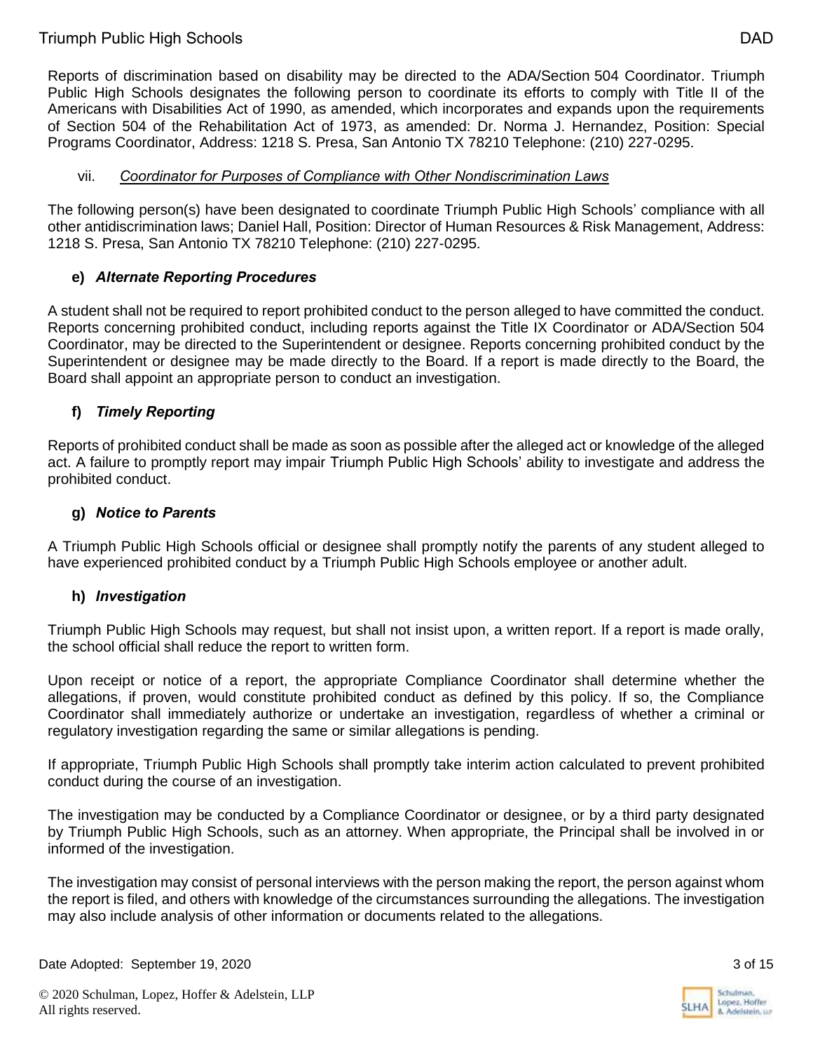Reports of discrimination based on disability may be directed to the ADA/Section 504 Coordinator. Triumph Public High Schools designates the following person to coordinate its efforts to comply with Title II of the Americans with Disabilities Act of 1990, as amended, which incorporates and expands upon the requirements of Section 504 of the Rehabilitation Act of 1973, as amended: Dr. Norma J. Hernandez, Position: Special Programs Coordinator, Address: 1218 S. Presa, San Antonio TX 78210 Telephone: (210) 227-0295.

vii. *Coordinator for Purposes of Compliance with Other Nondiscrimination Laws*

The following person(s) have been designated to coordinate Triumph Public High Schools' compliance with all other antidiscrimination laws; Daniel Hall, Position: Director of Human Resources & Risk Management, Address: 1218 S. Presa, San Antonio TX 78210 Telephone: (210) 227-0295.

### e) *Alternate Reporting Procedures*

A student shall not be required to report prohibited conduct to the person alleged to have committed the conduct. Reports concerning prohibited conduct, including reports against the Title IX Coordinator or ADA/Section 504 Coordinator, may be directed to the Superintendent or designee. Reports concerning prohibited conduct by the Superintendent or designee may be made directly to the Board. If a report is made directly to the Board, the Board shall appoint an appropriate person to conduct an investigation.

### f) *Timely Reporting*

Reports of prohibited conduct shall be made as soon as possible after the alleged act or knowledge of the alleged act. A failure to promptly report may impair Triumph Public High Schools' ability to investigate and address the prohibited conduct.

### g) *Notice to Parents*

A Triumph Public High Schools official or designee shall promptly notify the parents of any student alleged to have experienced prohibited conduct by a Triumph Public High Schools employee or another adult.

### h) *Investigation*

Triumph Public High Schools may request, but shall not insist upon, a written report. If a report is made orally, the school official shall reduce the report to written form.

Upon receipt or notice of a report, the appropriate Compliance Coordinator shall determine whether the allegations, if proven, would constitute prohibited conduct as defined by this policy. If so, the Compliance Coordinator shall immediately authorize or undertake an investigation, regardless of whether a criminal or regulatory investigation regarding the same or similar allegations is pending.

If appropriate, Triumph Public High Schools shall promptly take interim action calculated to prevent prohibited conduct during the course of an investigation.

The investigation may be conducted by a Compliance Coordinator or designee, or by a third party designated by Triumph Public High Schools, such as an attorney. When appropriate, the Principal shall be involved in or informed of the investigation.

The investigation may consist of personal interviews with the person making the report, the person against whom the report is filed, and others with knowledge of the circumstances surrounding the allegations. The investigation may also include analysis of other information or documents related to the allegations.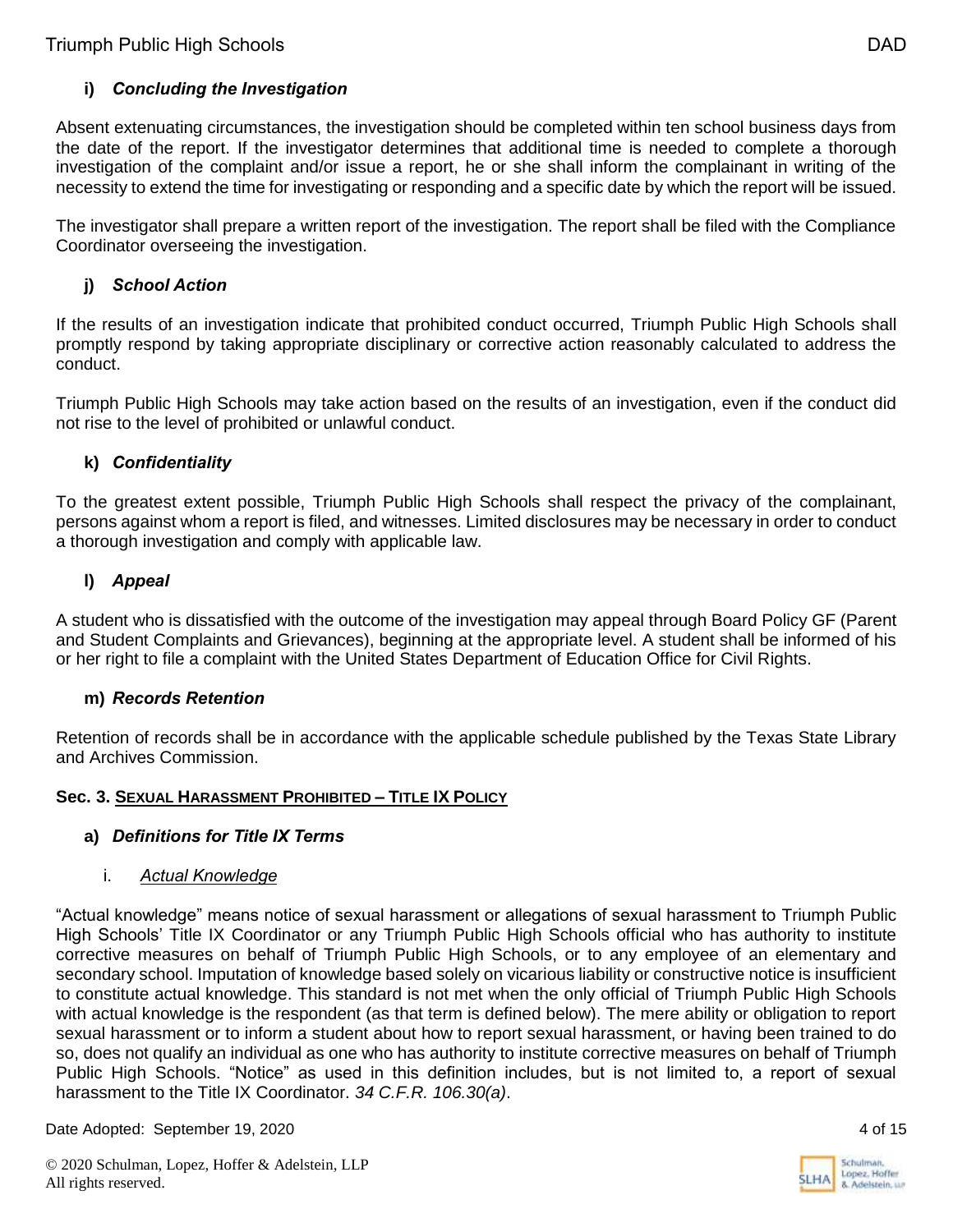### i) *Concluding the Investigation*

Absent extenuating circumstances, the investigation should be completed within ten school business days from the date of the report. If the investigator determines that additional time is needed to complete a thorough investigation of the complaint and/or issue a report, he or she shall inform the complainant in writing of the necessity to extend the time for investigating or responding and a specific date by which the report will be issued.

The investigator shall prepare a written report of the investigation. The report shall be filed with the Compliance Coordinator overseeing the investigation.

### j) *School Action*

If the results of an investigation indicate that prohibited conduct occurred, Triumph Public High Schools shall promptly respond by taking appropriate disciplinary or corrective action reasonably calculated to address the conduct.

Triumph Public High Schools may take action based on the results of an investigation, even if the conduct did not rise to the level of prohibited or unlawful conduct.

### k) *Confidentiality*

To the greatest extent possible, Triumph Public High Schools shall respect the privacy of the complainant, persons against whom a report is filed, and witnesses. Limited disclosures may be necessary in order to conduct a thorough investigation and comply with applicable law.

### l) *Appeal*

A student who is dissatisfied with the outcome of the investigation may appeal through Board Policy GF (Parent and Student Complaints and Grievances), beginning at the appropriate level. A student shall be informed of his or her right to file a complaint with the United States Department of Education Office for Civil Rights.

### m) *Records Retention*

Retention of records shall be in accordance with the applicable schedule published by the Texas State Library and Archives Commission.

## Sec. 3. Sexual Harassment Prohibited – Title IX Policy

### a) *Definitions for Title IX Terms*

#### i. Actual Knowledge

"Actual knowledge" means notice of sexual harassment or allegations of sexual harassment to Triumph Public High Schools' Title IX Coordinator or any Triumph Public High Schools official who has authority to institute corrective measures on behalf of Triumph Public High Schools, or to any employee of an elementary and secondary school. Imputation of knowledge based solely on vicarious liability or constructive notice is insufficient to constitute actual knowledge. This standard is not met when the only official of Triumph Public High Schools with actual knowledge is the respondent (as that term is defined below). The mere ability or obligation to report sexual harassment or to inform a student about how to report sexual harassment, or having been trained to do so, does not qualify an individual as one who has authority to institute corrective measures on behalf of Triumph Public High Schools. "Notice" as used in this definition includes, but is not limited to, a report of sexual harassment to the Title IX Coordinator. *34 C.F.R. 106.30(a)*.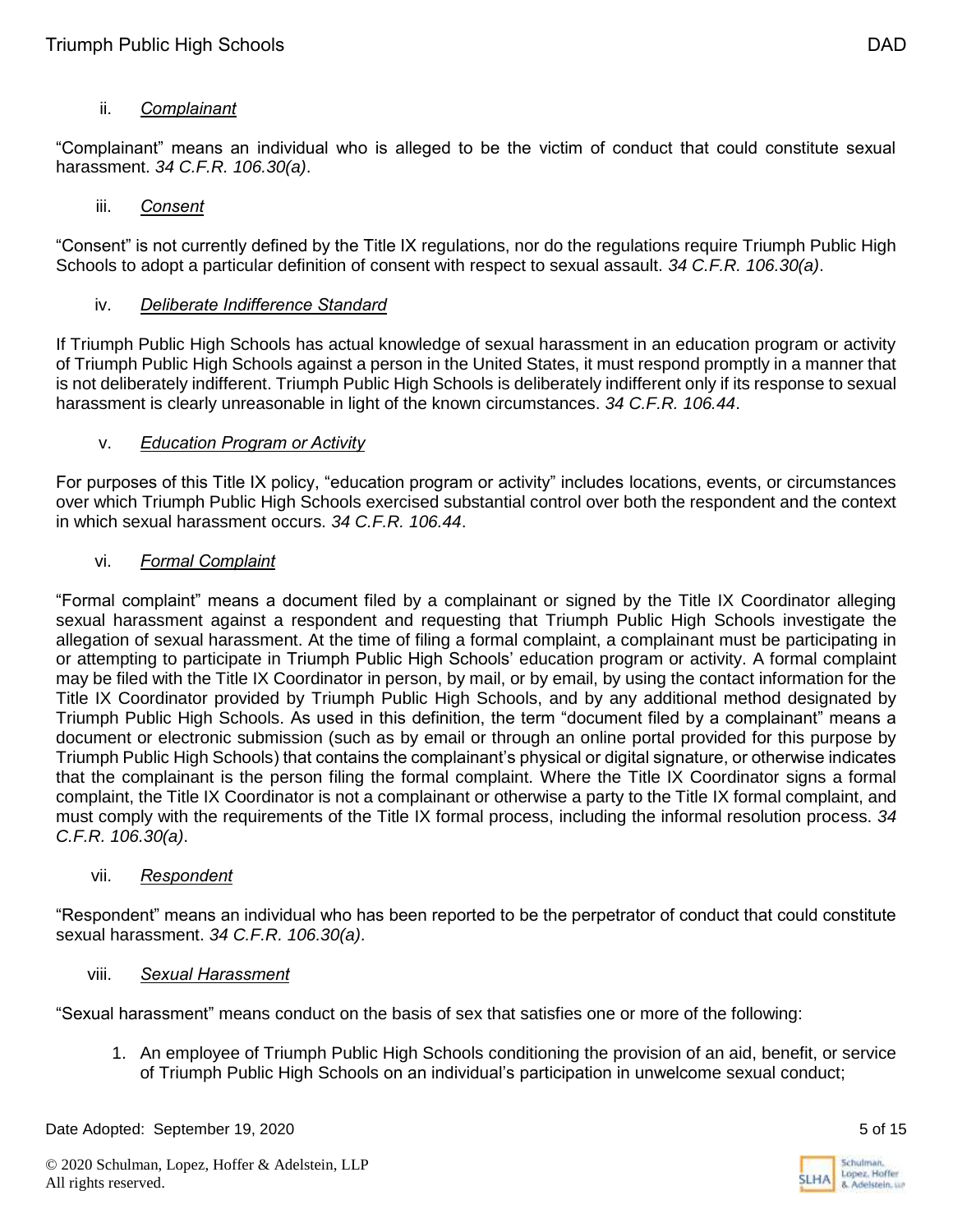ii. *Complainant*

"Complainant" means an individual who is alleged to be the victim of conduct that could constitute sexual harassment. *34 C.F.R. 106.30(a)*.

iii. *Consent*

"Consent" is not currently defined by the Title IX regulations, nor do the regulations require Triumph Public High Schools to adopt a particular definition of consent with respect to sexual assault. *34 C.F.R. 106.30(a)*.

iv. *Deliberate Indifference Standard*

If Triumph Public High Schools has actual knowledge of sexual harassment in an education program or activity of Triumph Public High Schools against a person in the United States, it must respond promptly in a manner that is not deliberately indifferent. Triumph Public High Schools is deliberately indifferent only if its response to sexual harassment is clearly unreasonable in light of the known circumstances. *34 C.F.R. 106.44*.

v. *Education Program or Activity*

For purposes of this Title IX policy, "education program or activity" includes locations, events, or circumstances over which Triumph Public High Schools exercised substantial control over both the respondent and the context in which sexual harassment occurs. *34 C.F.R. 106.44*.

vi. *Formal Complaint*

"Formal complaint" means a document filed by a complainant or signed by the Title IX Coordinator alleging sexual harassment against a respondent and requesting that Triumph Public High Schools investigate the allegation of sexual harassment. At the time of filing a formal complaint, a complainant must be participating in or attempting to participate in Triumph Public High Schools' education program or activity. A formal complaint may be filed with the Title IX Coordinator in person, by mail, or by email, by using the contact information for the Title IX Coordinator provided by Triumph Public High Schools, and by any additional method designated by Triumph Public High Schools. As used in this definition, the term "document filed by a complainant" means a document or electronic submission (such as by email or through an online portal provided for this purpose by Triumph Public High Schools) that contains the complainant's physical or digital signature, or otherwise indicates that the complainant is the person filing the formal complaint. Where the Title IX Coordinator signs a formal complaint, the Title IX Coordinator is not a complainant or otherwise a party to the Title IX formal complaint, and must comply with the requirements of the Title IX formal process, including the informal resolution process. *34 C.F.R. 106.30(a)*.

vii. *Respondent*

"Respondent" means an individual who has been reported to be the perpetrator of conduct that could constitute sexual harassment. *34 C.F.R. 106.30(a)*.

viii. *Sexual Harassment*

"Sexual harassment" means conduct on the basis of sex that satisfies one or more of the following:

1. An employee of Triumph Public High Schools conditioning the provision of an aid, benefit, or service of Triumph Public High Schools on an individual's participation in unwelcome sexual conduct;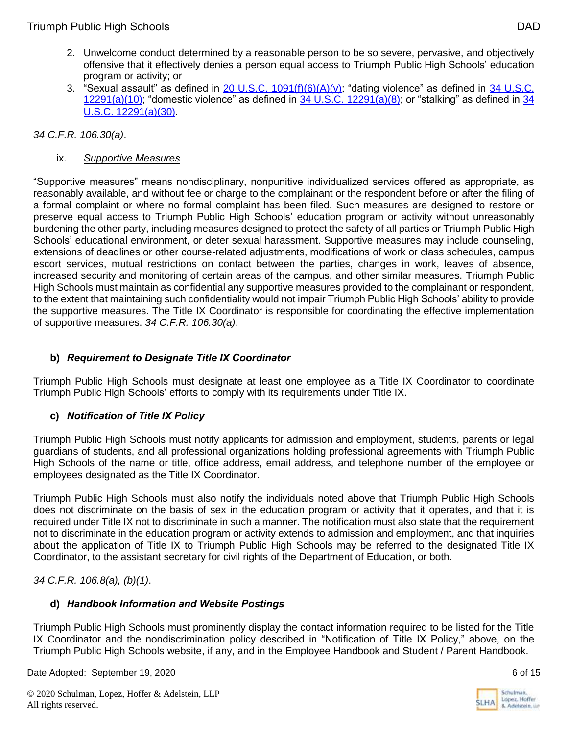2. Unwelcome conduct determined by a reasonable person to be so severe, pervasive, and objectively offensive that it effectively denies a person equal access to Triumph Public High Schools' education program or activity; or
3. "Sexual assault" as defined in [20 U.S.C. 1091(f)(6)(A)(v)]; "dating violence" as defined in [34 U.S.C. 12291(a)(10)]; "domestic violence" as defined in [34 U.S.C. 12291(a)(8)]; or "stalking" as defined in [34 U.S.C. 12291(a)(30)].

*34 C.F.R. 106.30(a)*.

ix. *Supportive Measures*

"Supportive measures" means nondisciplinary, nonpunitive individualized services offered as appropriate, as reasonably available, and without fee or charge to the complainant or the respondent before or after the filing of a formal complaint or where no formal complaint has been filed. Such measures are designed to restore or preserve equal access to Triumph Public High Schools' education program or activity without unreasonably burdening the other party, including measures designed to protect the safety of all parties or Triumph Public High Schools' educational environment, or deter sexual harassment. Supportive measures may include counseling, extensions of deadlines or other course-related adjustments, modifications of work or class schedules, campus escort services, mutual restrictions on contact between the parties, changes in work, leaves of absence, increased security and monitoring of certain areas of the campus, and other similar measures. Triumph Public High Schools must maintain as confidential any supportive measures provided to the complainant or respondent, to the extent that maintaining such confidentiality would not impair Triumph Public High Schools' ability to provide the supportive measures. The Title IX Coordinator is responsible for coordinating the effective implementation of supportive measures. *34 C.F.R. 106.30(a)*.

### b) *Requirement to Designate Title IX Coordinator*

Triumph Public High Schools must designate at least one employee as a Title IX Coordinator to coordinate Triumph Public High Schools' efforts to comply with its requirements under Title IX.

### c) *Notification of Title IX Policy*

Triumph Public High Schools must notify applicants for admission and employment, students, parents or legal guardians of students, and all professional organizations holding professional agreements with Triumph Public High Schools of the name or title, office address, email address, and telephone number of the employee or employees designated as the Title IX Coordinator.

Triumph Public High Schools must also notify the individuals noted above that Triumph Public High Schools does not discriminate on the basis of sex in the education program or activity that it operates, and that it is required under Title IX not to discriminate in such a manner. The notification must also state that the requirement not to discriminate in the education program or activity extends to admission and employment, and that inquiries about the application of Title IX to Triumph Public High Schools may be referred to the designated Title IX Coordinator, to the assistant secretary for civil rights of the Department of Education, or both.

*34 C.F.R. 106.8(a), (b)(1)*.

### d) *Handbook Information and Website Postings*

Triumph Public High Schools must prominently display the contact information required to be listed for the Title IX Coordinator and the nondiscrimination policy described in "Notification of Title IX Policy," above, on the Triumph Public High Schools website, if any, and in the Employee Handbook and Student / Parent Handbook.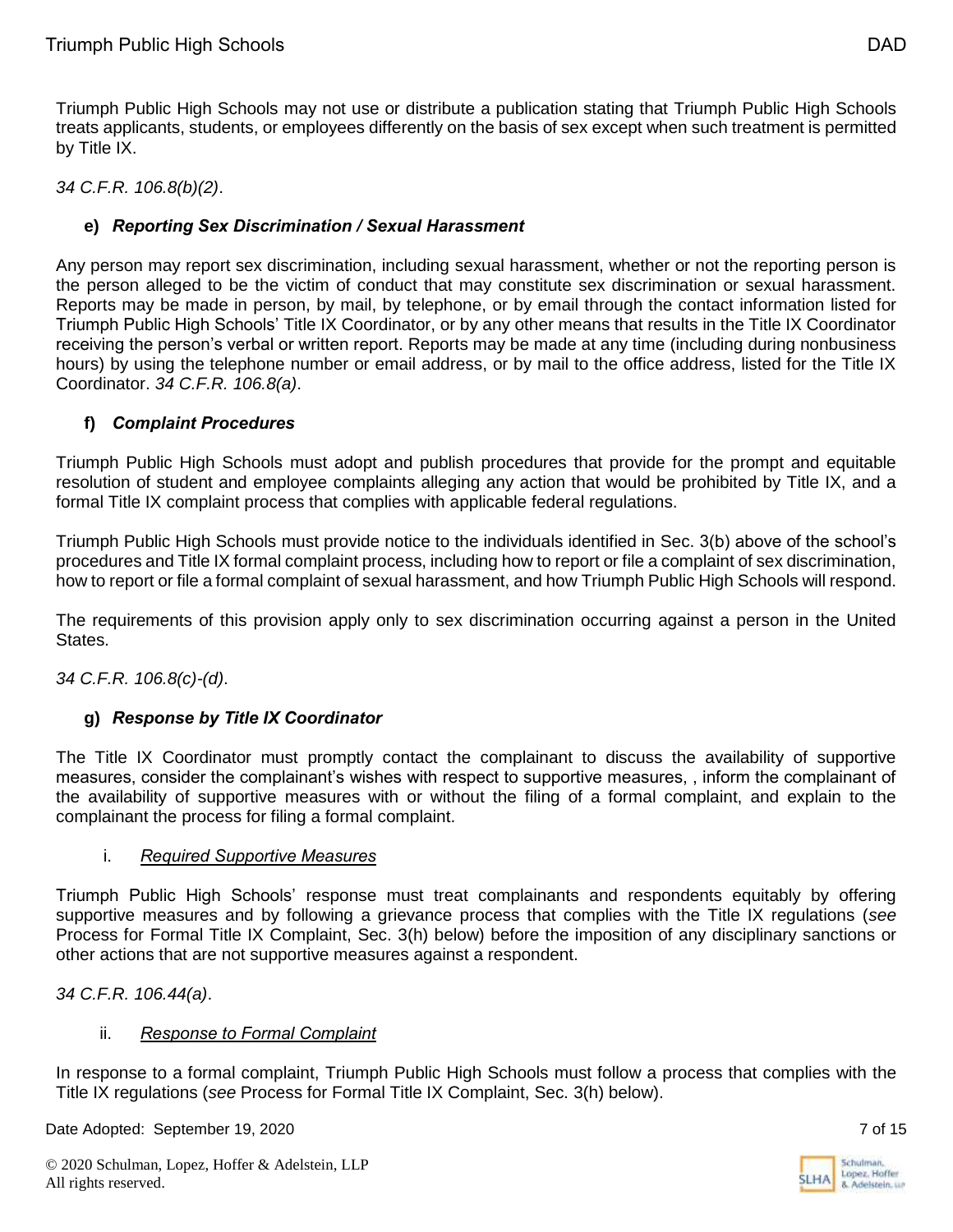Triumph Public High Schools may not use or distribute a publication stating that Triumph Public High Schools treats applicants, students, or employees differently on the basis of sex except when such treatment is permitted by Title IX.

*34 C.F.R. 106.8(b)(2)*.

#### e) *Reporting Sex Discrimination / Sexual Harassment*

Any person may report sex discrimination, including sexual harassment, whether or not the reporting person is the person alleged to be the victim of conduct that may constitute sex discrimination or sexual harassment. Reports may be made in person, by mail, by telephone, or by email through the contact information listed for Triumph Public High Schools' Title IX Coordinator, or by any other means that results in the Title IX Coordinator receiving the person's verbal or written report. Reports may be made at any time (including during nonbusiness hours) by using the telephone number or email address, or by mail to the office address, listed for the Title IX Coordinator. *34 C.F.R. 106.8(a)*.

#### f) *Complaint Procedures*

Triumph Public High Schools must adopt and publish procedures that provide for the prompt and equitable resolution of student and employee complaints alleging any action that would be prohibited by Title IX, and a formal Title IX complaint process that complies with applicable federal regulations.

Triumph Public High Schools must provide notice to the individuals identified in Sec. 3(b) above of the school's procedures and Title IX formal complaint process, including how to report or file a complaint of sex discrimination, how to report or file a formal complaint of sexual harassment, and how Triumph Public High Schools will respond.

The requirements of this provision apply only to sex discrimination occurring against a person in the United States.

*34 C.F.R. 106.8(c)-(d)*.

#### g) *Response by Title IX Coordinator*

The Title IX Coordinator must promptly contact the complainant to discuss the availability of supportive measures, consider the complainant's wishes with respect to supportive measures, , inform the complainant of the availability of supportive measures with or without the filing of a formal complaint, and explain to the complainant the process for filing a formal complaint.

##### i. *<u>Required Supportive Measures</u>*

Triumph Public High Schools' response must treat complainants and respondents equitably by offering supportive measures and by following a grievance process that complies with the Title IX regulations (*see* Process for Formal Title IX Complaint, Sec. 3(h) below) before the imposition of any disciplinary sanctions or other actions that are not supportive measures against a respondent.

*34 C.F.R. 106.44(a)*.

##### ii. *<u>Response to Formal Complaint</u>*

In response to a formal complaint, Triumph Public High Schools must follow a process that complies with the Title IX regulations (*see* Process for Formal Title IX Complaint, Sec. 3(h) below).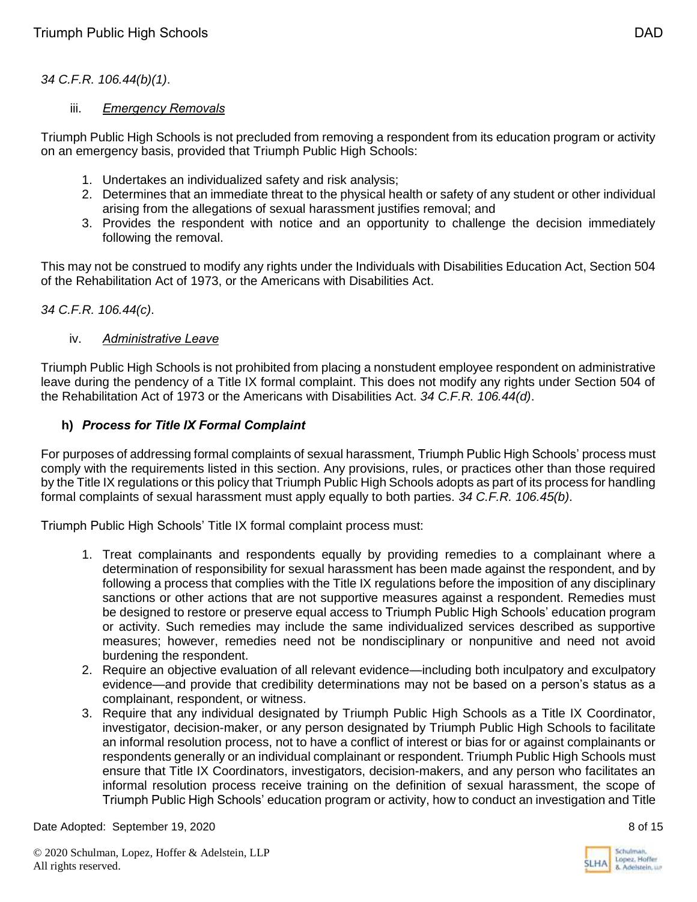*34 C.F.R. 106.44(b)(1)*.

iii. *Emergency Removals*

Triumph Public High Schools is not precluded from removing a respondent from its education program or activity on an emergency basis, provided that Triumph Public High Schools:

1. Undertakes an individualized safety and risk analysis;
2. Determines that an immediate threat to the physical health or safety of any student or other individual arising from the allegations of sexual harassment justifies removal; and
3. Provides the respondent with notice and an opportunity to challenge the decision immediately following the removal.

This may not be construed to modify any rights under the Individuals with Disabilities Education Act, Section 504 of the Rehabilitation Act of 1973, or the Americans with Disabilities Act.

*34 C.F.R. 106.44(c)*.

iv. *Administrative Leave*

Triumph Public High Schools is not prohibited from placing a nonstudent employee respondent on administrative leave during the pendency of a Title IX formal complaint. This does not modify any rights under Section 504 of the Rehabilitation Act of 1973 or the Americans with Disabilities Act. *34 C.F.R. 106.44(d)*.

**h) *Process for Title IX Formal Complaint***

For purposes of addressing formal complaints of sexual harassment, Triumph Public High Schools' process must comply with the requirements listed in this section. Any provisions, rules, or practices other than those required by the Title IX regulations or this policy that Triumph Public High Schools adopts as part of its process for handling formal complaints of sexual harassment must apply equally to both parties. *34 C.F.R. 106.45(b)*.

Triumph Public High Schools' Title IX formal complaint process must:

1. Treat complainants and respondents equally by providing remedies to a complainant where a determination of responsibility for sexual harassment has been made against the respondent, and by following a process that complies with the Title IX regulations before the imposition of any disciplinary sanctions or other actions that are not supportive measures against a respondent. Remedies must be designed to restore or preserve equal access to Triumph Public High Schools' education program or activity. Such remedies may include the same individualized services described as supportive measures; however, remedies need not be nondisciplinary or nonpunitive and need not avoid burdening the respondent.
2. Require an objective evaluation of all relevant evidence—including both inculpatory and exculpatory evidence—and provide that credibility determinations may not be based on a person's status as a complainant, respondent, or witness.
3. Require that any individual designated by Triumph Public High Schools as a Title IX Coordinator, investigator, decision-maker, or any person designated by Triumph Public High Schools to facilitate an informal resolution process, not to have a conflict of interest or bias for or against complainants or respondents generally or an individual complainant or respondent. Triumph Public High Schools must ensure that Title IX Coordinators, investigators, decision-makers, and any person who facilitates an informal resolution process receive training on the definition of sexual harassment, the scope of Triumph Public High Schools' education program or activity, how to conduct an investigation and Title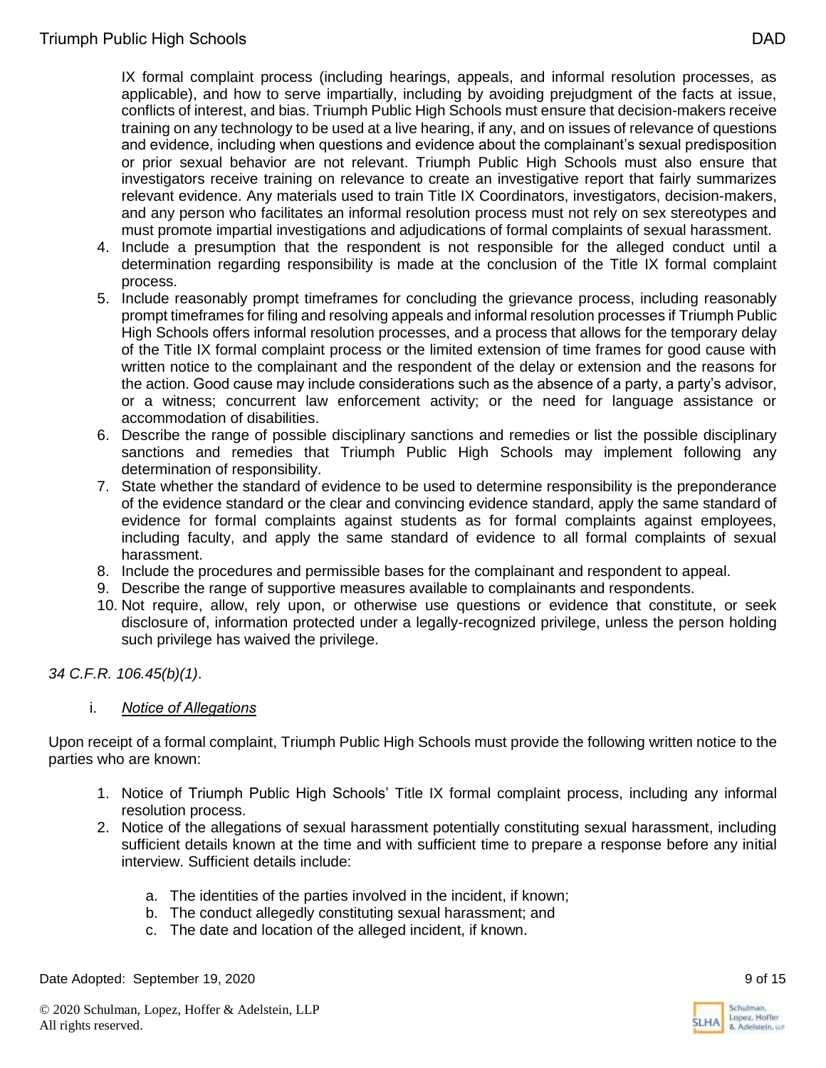IX formal complaint process (including hearings, appeals, and informal resolution processes, as applicable), and how to serve impartially, including by avoiding prejudgment of the facts at issue, conflicts of interest, and bias. Triumph Public High Schools must ensure that decision-makers receive training on any technology to be used at a live hearing, if any, and on issues of relevance of questions and evidence, including when questions and evidence about the complainant's sexual predisposition or prior sexual behavior are not relevant. Triumph Public High Schools must also ensure that investigators receive training on relevance to create an investigative report that fairly summarizes relevant evidence. Any materials used to train Title IX Coordinators, investigators, decision-makers, and any person who facilitates an informal resolution process must not rely on sex stereotypes and must promote impartial investigations and adjudications of formal complaints of sexual harassment.

4. Include a presumption that the respondent is not responsible for the alleged conduct until a determination regarding responsibility is made at the conclusion of the Title IX formal complaint process.
5. Include reasonably prompt timeframes for concluding the grievance process, including reasonably prompt timeframes for filing and resolving appeals and informal resolution processes if Triumph Public High Schools offers informal resolution processes, and a process that allows for the temporary delay of the Title IX formal complaint process or the limited extension of time frames for good cause with written notice to the complainant and the respondent of the delay or extension and the reasons for the action. Good cause may include considerations such as the absence of a party, a party's advisor, or a witness; concurrent law enforcement activity; or the need for language assistance or accommodation of disabilities.
6. Describe the range of possible disciplinary sanctions and remedies or list the possible disciplinary sanctions and remedies that Triumph Public High Schools may implement following any determination of responsibility.
7. State whether the standard of evidence to be used to determine responsibility is the preponderance of the evidence standard or the clear and convincing evidence standard, apply the same standard of evidence for formal complaints against students as for formal complaints against employees, including faculty, and apply the same standard of evidence to all formal complaints of sexual harassment.
8. Include the procedures and permissible bases for the complainant and respondent to appeal.
9. Describe the range of supportive measures available to complainants and respondents.
10. Not require, allow, rely upon, or otherwise use questions or evidence that constitute, or seek disclosure of, information protected under a legally-recognized privilege, unless the person holding such privilege has waived the privilege.

*34 C.F.R. 106.45(b)(1)*.

i. *Notice of Allegations*

Upon receipt of a formal complaint, Triumph Public High Schools must provide the following written notice to the parties who are known:

1. Notice of Triumph Public High Schools' Title IX formal complaint process, including any informal resolution process.
2. Notice of the allegations of sexual harassment potentially constituting sexual harassment, including sufficient details known at the time and with sufficient time to prepare a response before any initial interview. Sufficient details include:
    a. The identities of the parties involved in the incident, if known;
    b. The conduct allegedly constituting sexual harassment; and
    c. The date and location of the alleged incident, if known.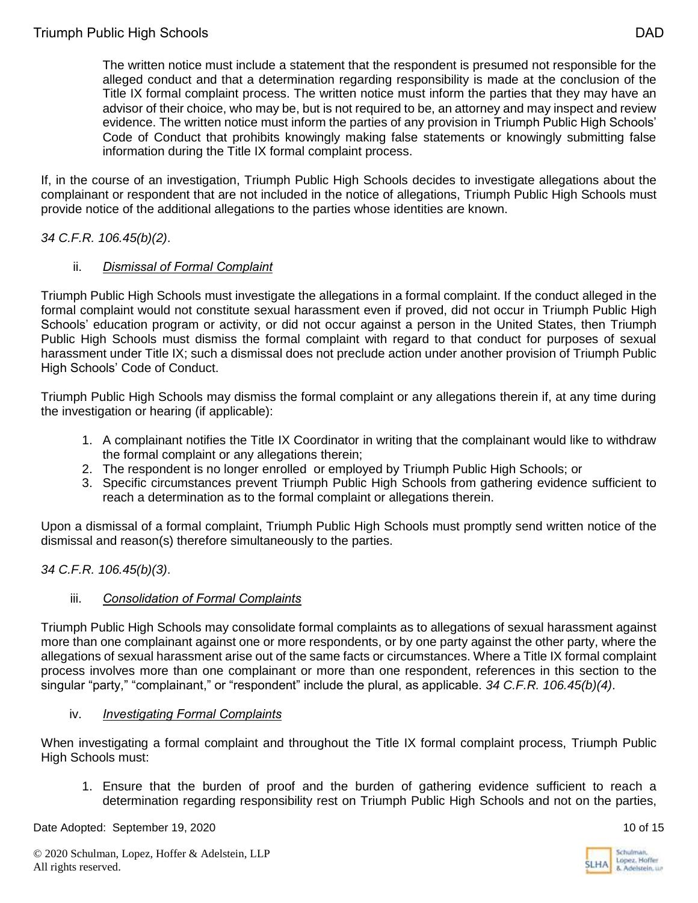The written notice must include a statement that the respondent is presumed not responsible for the alleged conduct and that a determination regarding responsibility is made at the conclusion of the Title IX formal complaint process. The written notice must inform the parties that they may have an advisor of their choice, who may be, but is not required to be, an attorney and may inspect and review evidence. The written notice must inform the parties of any provision in Triumph Public High Schools' Code of Conduct that prohibits knowingly making false statements or knowingly submitting false information during the Title IX formal complaint process.

If, in the course of an investigation, Triumph Public High Schools decides to investigate allegations about the complainant or respondent that are not included in the notice of allegations, Triumph Public High Schools must provide notice of the additional allegations to the parties whose identities are known.

*34 C.F.R. 106.45(b)(2)*.

ii. *Dismissal of Formal Complaint*

Triumph Public High Schools must investigate the allegations in a formal complaint. If the conduct alleged in the formal complaint would not constitute sexual harassment even if proved, did not occur in Triumph Public High Schools' education program or activity, or did not occur against a person in the United States, then Triumph Public High Schools must dismiss the formal complaint with regard to that conduct for purposes of sexual harassment under Title IX; such a dismissal does not preclude action under another provision of Triumph Public High Schools' Code of Conduct.

Triumph Public High Schools may dismiss the formal complaint or any allegations therein if, at any time during the investigation or hearing (if applicable):

1. A complainant notifies the Title IX Coordinator in writing that the complainant would like to withdraw the formal complaint or any allegations therein;
2. The respondent is no longer enrolled or employed by Triumph Public High Schools; or
3. Specific circumstances prevent Triumph Public High Schools from gathering evidence sufficient to reach a determination as to the formal complaint or allegations therein.

Upon a dismissal of a formal complaint, Triumph Public High Schools must promptly send written notice of the dismissal and reason(s) therefore simultaneously to the parties.

*34 C.F.R. 106.45(b)(3)*.

iii. *Consolidation of Formal Complaints*

Triumph Public High Schools may consolidate formal complaints as to allegations of sexual harassment against more than one complainant against one or more respondents, or by one party against the other party, where the allegations of sexual harassment arise out of the same facts or circumstances. Where a Title IX formal complaint process involves more than one complainant or more than one respondent, references in this section to the singular "party," "complainant," or "respondent" include the plural, as applicable. *34 C.F.R. 106.45(b)(4)*.

iv. *Investigating Formal Complaints*

When investigating a formal complaint and throughout the Title IX formal complaint process, Triumph Public High Schools must:

1. Ensure that the burden of proof and the burden of gathering evidence sufficient to reach a determination regarding responsibility rest on Triumph Public High Schools and not on the parties,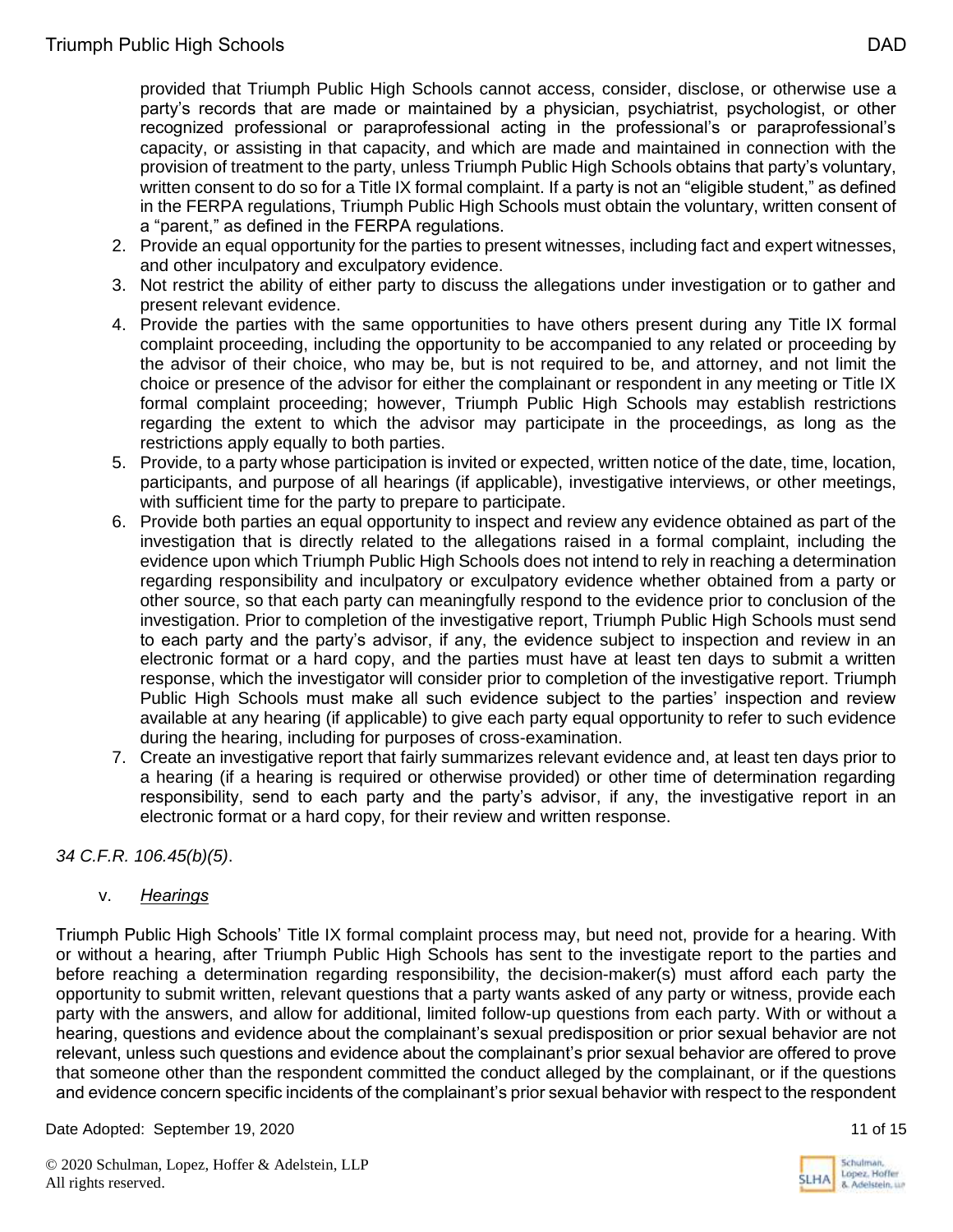provided that Triumph Public High Schools cannot access, consider, disclose, or otherwise use a party's records that are made or maintained by a physician, psychiatrist, psychologist, or other recognized professional or paraprofessional acting in the professional's or paraprofessional's capacity, or assisting in that capacity, and which are made and maintained in connection with the provision of treatment to the party, unless Triumph Public High Schools obtains that party's voluntary, written consent to do so for a Title IX formal complaint. If a party is not an "eligible student," as defined in the FERPA regulations, Triumph Public High Schools must obtain the voluntary, written consent of a "parent," as defined in the FERPA regulations.

2. Provide an equal opportunity for the parties to present witnesses, including fact and expert witnesses, and other inculpatory and exculpatory evidence.
3. Not restrict the ability of either party to discuss the allegations under investigation or to gather and present relevant evidence.
4. Provide the parties with the same opportunities to have others present during any Title IX formal complaint proceeding, including the opportunity to be accompanied to any related or proceeding by the advisor of their choice, who may be, but is not required to be, and attorney, and not limit the choice or presence of the advisor for either the complainant or respondent in any meeting or Title IX formal complaint proceeding; however, Triumph Public High Schools may establish restrictions regarding the extent to which the advisor may participate in the proceedings, as long as the restrictions apply equally to both parties.
5. Provide, to a party whose participation is invited or expected, written notice of the date, time, location, participants, and purpose of all hearings (if applicable), investigative interviews, or other meetings, with sufficient time for the party to prepare to participate.
6. Provide both parties an equal opportunity to inspect and review any evidence obtained as part of the investigation that is directly related to the allegations raised in a formal complaint, including the evidence upon which Triumph Public High Schools does not intend to rely in reaching a determination regarding responsibility and inculpatory or exculpatory evidence whether obtained from a party or other source, so that each party can meaningfully respond to the evidence prior to conclusion of the investigation. Prior to completion of the investigative report, Triumph Public High Schools must send to each party and the party's advisor, if any, the evidence subject to inspection and review in an electronic format or a hard copy, and the parties must have at least ten days to submit a written response, which the investigator will consider prior to completion of the investigative report. Triumph Public High Schools must make all such evidence subject to the parties' inspection and review available at any hearing (if applicable) to give each party equal opportunity to refer to such evidence during the hearing, including for purposes of cross-examination.
7. Create an investigative report that fairly summarizes relevant evidence and, at least ten days prior to a hearing (if a hearing is required or otherwise provided) or other time of determination regarding responsibility, send to each party and the party's advisor, if any, the investigative report in an electronic format or a hard copy, for their review and written response.

*34 C.F.R. 106.45(b)(5)*.

v. *Hearings*

Triumph Public High Schools' Title IX formal complaint process may, but need not, provide for a hearing. With or without a hearing, after Triumph Public High Schools has sent to the investigate report to the parties and before reaching a determination regarding responsibility, the decision-maker(s) must afford each party the opportunity to submit written, relevant questions that a party wants asked of any party or witness, provide each party with the answers, and allow for additional, limited follow-up questions from each party. With or without a hearing, questions and evidence about the complainant's sexual predisposition or prior sexual behavior are not relevant, unless such questions and evidence about the complainant's prior sexual behavior are offered to prove that someone other than the respondent committed the conduct alleged by the complainant, or if the questions and evidence concern specific incidents of the complainant's prior sexual behavior with respect to the respondent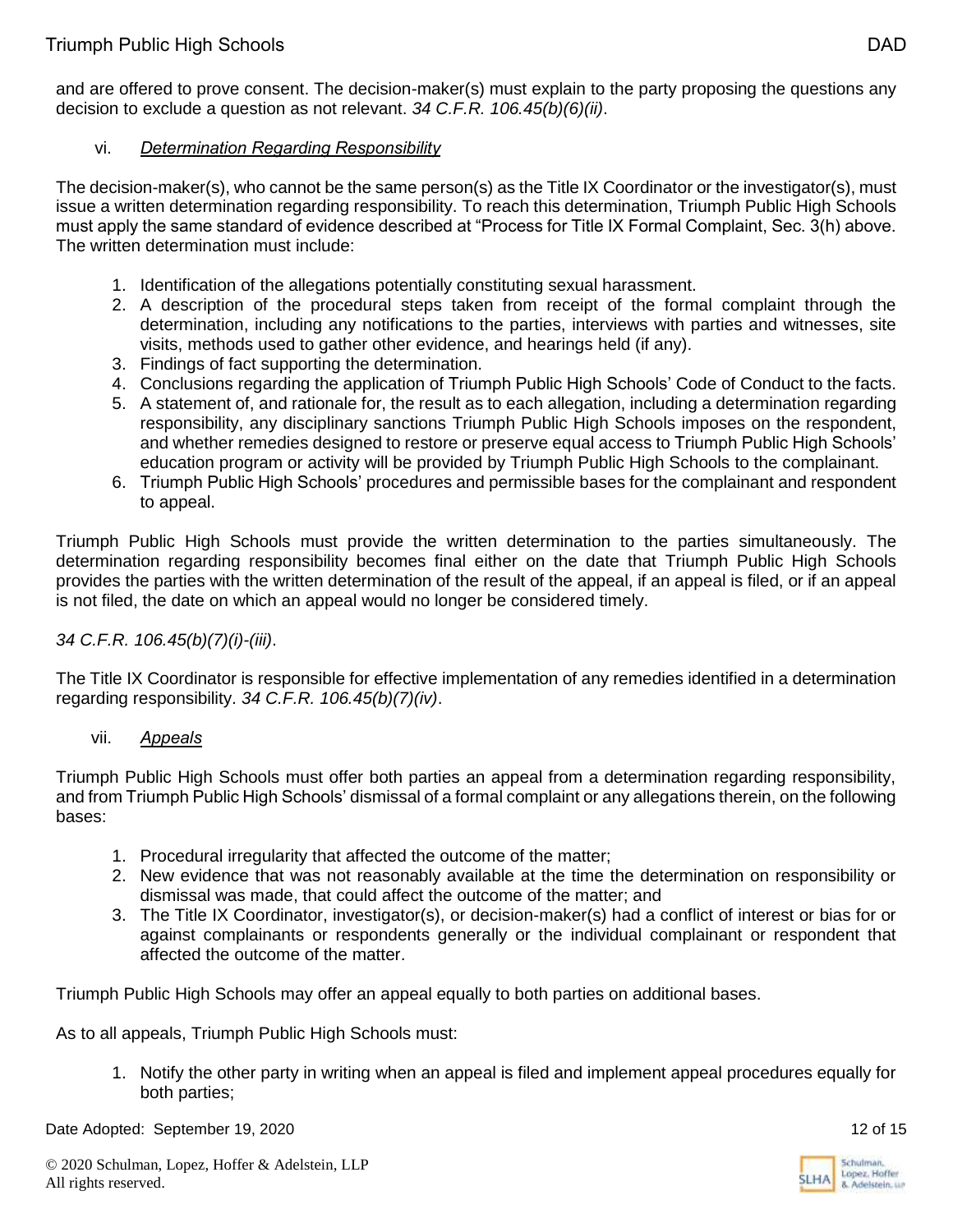and are offered to prove consent. The decision-maker(s) must explain to the party proposing the questions any decision to exclude a question as not relevant. *34 C.F.R. 106.45(b)(6)(ii)*.

vi. *Determination Regarding Responsibility*

The decision-maker(s), who cannot be the same person(s) as the Title IX Coordinator or the investigator(s), must issue a written determination regarding responsibility. To reach this determination, Triumph Public High Schools must apply the same standard of evidence described at "Process for Title IX Formal Complaint, Sec. 3(h) above. The written determination must include:

1. Identification of the allegations potentially constituting sexual harassment.
2. A description of the procedural steps taken from receipt of the formal complaint through the determination, including any notifications to the parties, interviews with parties and witnesses, site visits, methods used to gather other evidence, and hearings held (if any).
3. Findings of fact supporting the determination.
4. Conclusions regarding the application of Triumph Public High Schools' Code of Conduct to the facts.
5. A statement of, and rationale for, the result as to each allegation, including a determination regarding responsibility, any disciplinary sanctions Triumph Public High Schools imposes on the respondent, and whether remedies designed to restore or preserve equal access to Triumph Public High Schools' education program or activity will be provided by Triumph Public High Schools to the complainant.
6. Triumph Public High Schools' procedures and permissible bases for the complainant and respondent to appeal.

Triumph Public High Schools must provide the written determination to the parties simultaneously. The determination regarding responsibility becomes final either on the date that Triumph Public High Schools provides the parties with the written determination of the result of the appeal, if an appeal is filed, or if an appeal is not filed, the date on which an appeal would no longer be considered timely.

*34 C.F.R. 106.45(b)(7)(i)-(iii)*.

The Title IX Coordinator is responsible for effective implementation of any remedies identified in a determination regarding responsibility. *34 C.F.R. 106.45(b)(7)(iv)*.

vii. *Appeals*

Triumph Public High Schools must offer both parties an appeal from a determination regarding responsibility, and from Triumph Public High Schools' dismissal of a formal complaint or any allegations therein, on the following bases:

1. Procedural irregularity that affected the outcome of the matter;
2. New evidence that was not reasonably available at the time the determination on responsibility or dismissal was made, that could affect the outcome of the matter; and
3. The Title IX Coordinator, investigator(s), or decision-maker(s) had a conflict of interest or bias for or against complainants or respondents generally or the individual complainant or respondent that affected the outcome of the matter.

Triumph Public High Schools may offer an appeal equally to both parties on additional bases.

As to all appeals, Triumph Public High Schools must:

1. Notify the other party in writing when an appeal is filed and implement appeal procedures equally for both parties;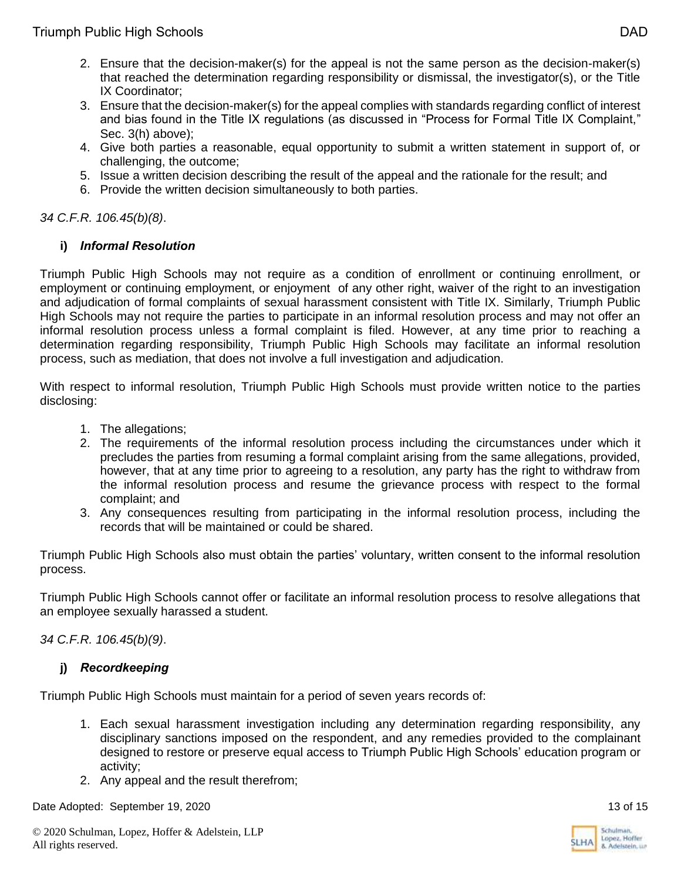2. Ensure that the decision-maker(s) for the appeal is not the same person as the decision-maker(s) that reached the determination regarding responsibility or dismissal, the investigator(s), or the Title IX Coordinator;
3. Ensure that the decision-maker(s) for the appeal complies with standards regarding conflict of interest and bias found in the Title IX regulations (as discussed in "Process for Formal Title IX Complaint," Sec. 3(h) above);
4. Give both parties a reasonable, equal opportunity to submit a written statement in support of, or challenging, the outcome;
5. Issue a written decision describing the result of the appeal and the rationale for the result; and
6. Provide the written decision simultaneously to both parties.

*34 C.F.R. 106.45(b)(8)*.

**i) *Informal Resolution***

Triumph Public High Schools may not require as a condition of enrollment or continuing enrollment, or employment or continuing employment, or enjoyment of any other right, waiver of the right to an investigation and adjudication of formal complaints of sexual harassment consistent with Title IX. Similarly, Triumph Public High Schools may not require the parties to participate in an informal resolution process and may not offer an informal resolution process unless a formal complaint is filed. However, at any time prior to reaching a determination regarding responsibility, Triumph Public High Schools may facilitate an informal resolution process, such as mediation, that does not involve a full investigation and adjudication.

With respect to informal resolution, Triumph Public High Schools must provide written notice to the parties disclosing:

1. The allegations;
2. The requirements of the informal resolution process including the circumstances under which it precludes the parties from resuming a formal complaint arising from the same allegations, provided, however, that at any time prior to agreeing to a resolution, any party has the right to withdraw from the informal resolution process and resume the grievance process with respect to the formal complaint; and
3. Any consequences resulting from participating in the informal resolution process, including the records that will be maintained or could be shared.

Triumph Public High Schools also must obtain the parties' voluntary, written consent to the informal resolution process.

Triumph Public High Schools cannot offer or facilitate an informal resolution process to resolve allegations that an employee sexually harassed a student.

*34 C.F.R. 106.45(b)(9)*.

**j) *Recordkeeping***

Triumph Public High Schools must maintain for a period of seven years records of:

1. Each sexual harassment investigation including any determination regarding responsibility, any disciplinary sanctions imposed on the respondent, and any remedies provided to the complainant designed to restore or preserve equal access to Triumph Public High Schools' education program or activity;
2. Any appeal and the result therefrom;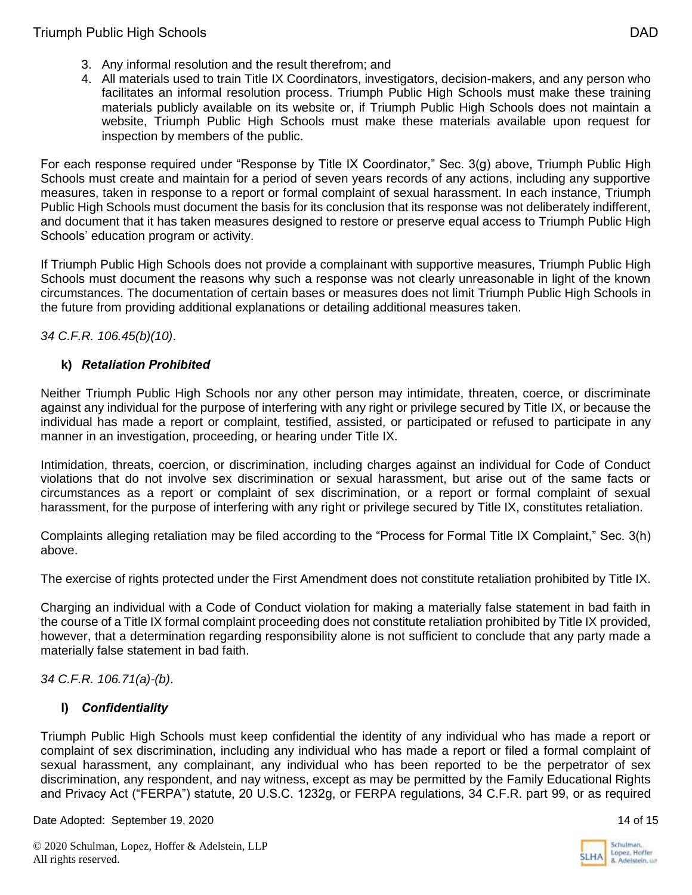3. Any informal resolution and the result therefrom; and
4. All materials used to train Title IX Coordinators, investigators, decision-makers, and any person who facilitates an informal resolution process. Triumph Public High Schools must make these training materials publicly available on its website or, if Triumph Public High Schools does not maintain a website, Triumph Public High Schools must make these materials available upon request for inspection by members of the public.

For each response required under "Response by Title IX Coordinator," Sec. 3(g) above, Triumph Public High Schools must create and maintain for a period of seven years records of any actions, including any supportive measures, taken in response to a report or formal complaint of sexual harassment. In each instance, Triumph Public High Schools must document the basis for its conclusion that its response was not deliberately indifferent, and document that it has taken measures designed to restore or preserve equal access to Triumph Public High Schools' education program or activity.

If Triumph Public High Schools does not provide a complainant with supportive measures, Triumph Public High Schools must document the reasons why such a response was not clearly unreasonable in light of the known circumstances. The documentation of certain bases or measures does not limit Triumph Public High Schools in the future from providing additional explanations or detailing additional measures taken.

*34 C.F.R. 106.45(b)(10)*.

**k)** ***Retaliation Prohibited***

Neither Triumph Public High Schools nor any other person may intimidate, threaten, coerce, or discriminate against any individual for the purpose of interfering with any right or privilege secured by Title IX, or because the individual has made a report or complaint, testified, assisted, or participated or refused to participate in any manner in an investigation, proceeding, or hearing under Title IX.

Intimidation, threats, coercion, or discrimination, including charges against an individual for Code of Conduct violations that do not involve sex discrimination or sexual harassment, but arise out of the same facts or circumstances as a report or complaint of sex discrimination, or a report or formal complaint of sexual harassment, for the purpose of interfering with any right or privilege secured by Title IX, constitutes retaliation.

Complaints alleging retaliation may be filed according to the "Process for Formal Title IX Complaint," Sec. 3(h) above.

The exercise of rights protected under the First Amendment does not constitute retaliation prohibited by Title IX.

Charging an individual with a Code of Conduct violation for making a materially false statement in bad faith in the course of a Title IX formal complaint proceeding does not constitute retaliation prohibited by Title IX provided, however, that a determination regarding responsibility alone is not sufficient to conclude that any party made a materially false statement in bad faith.

*34 C.F.R. 106.71(a)-(b)*.

**l)** ***Confidentiality***

Triumph Public High Schools must keep confidential the identity of any individual who has made a report or complaint of sex discrimination, including any individual who has made a report or filed a formal complaint of sexual harassment, any complainant, any individual who has been reported to be the perpetrator of sex discrimination, any respondent, and nay witness, except as may be permitted by the Family Educational Rights and Privacy Act ("FERPA") statute, 20 U.S.C. 1232g, or FERPA regulations, 34 C.F.R. part 99, or as required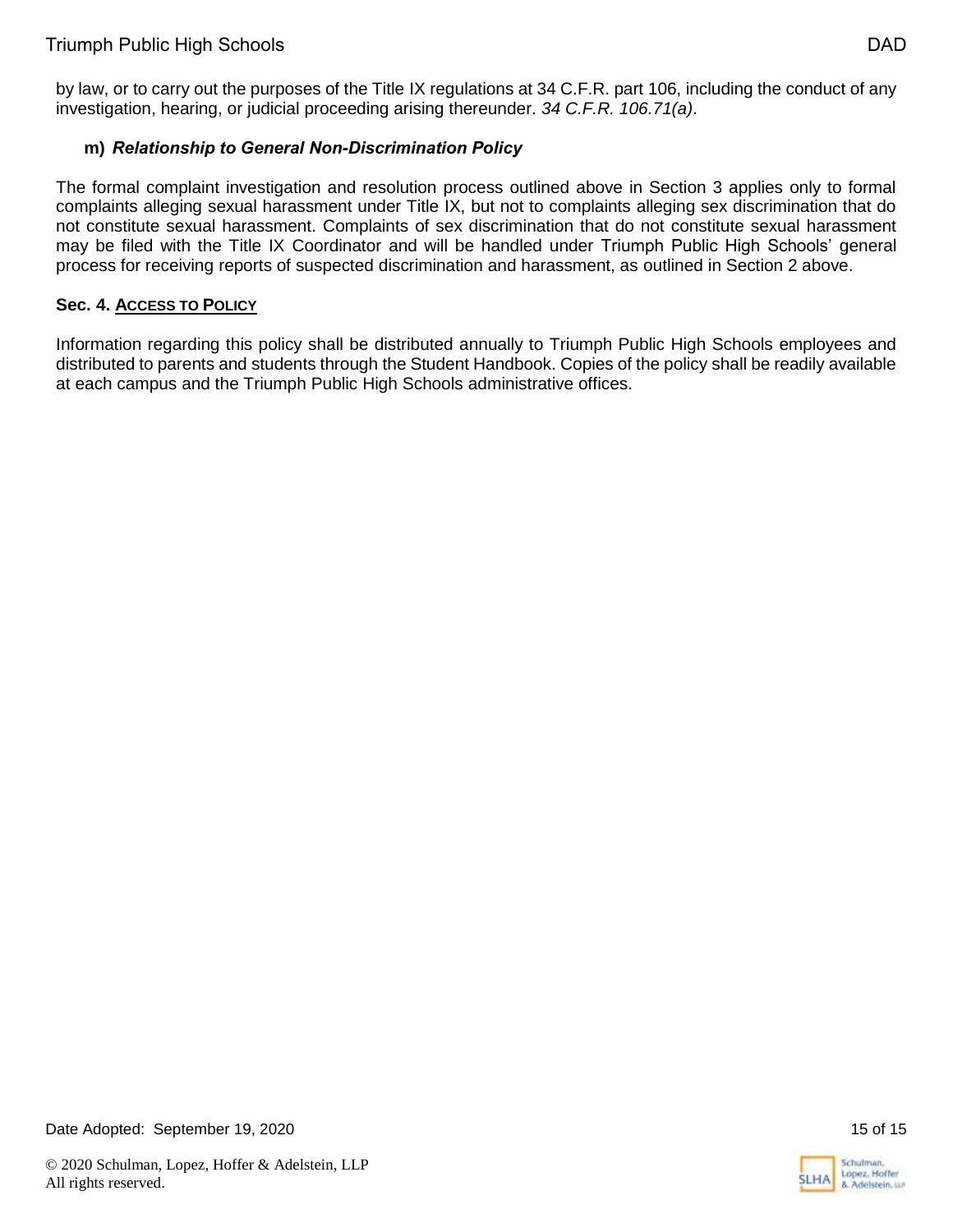by law, or to carry out the purposes of the Title IX regulations at 34 C.F.R. part 106, including the conduct of any investigation, hearing, or judicial proceeding arising thereunder. *34 C.F.R. 106.71(a)*.

#### m) *Relationship to General Non-Discrimination Policy*

The formal complaint investigation and resolution process outlined above in Section 3 applies only to formal complaints alleging sexual harassment under Title IX, but not to complaints alleging sex discrimination that do not constitute sexual harassment. Complaints of sex discrimination that do not constitute sexual harassment may be filed with the Title IX Coordinator and will be handled under Triumph Public High Schools' general process for receiving reports of suspected discrimination and harassment, as outlined in Section 2 above.

### Sec. 4. ACCESS TO POLICY

Information regarding this policy shall be distributed annually to Triumph Public High Schools employees and distributed to parents and students through the Student Handbook. Copies of the policy shall be readily available at each campus and the Triumph Public High Schools administrative offices.